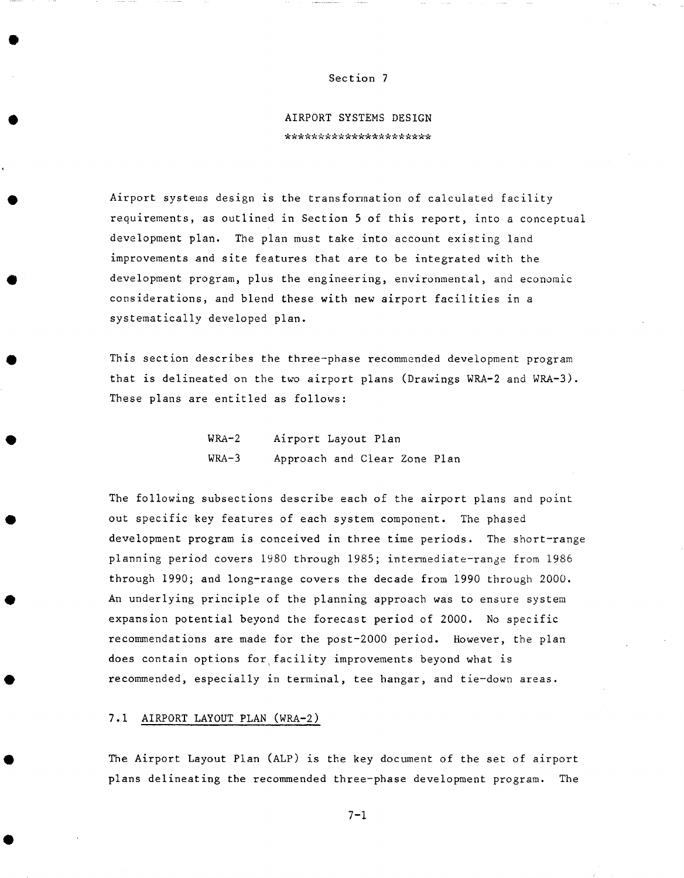# Section 7

## AIRPORT SYSTEMS DESIGN

*********************

Airport systems design is the transformation of calculated facility requirements, as outlined in Section 5 of this report, into a conceptual development plan. The plan must take into account existing land improvements and site features that are to be integrated with the development program, plus the engineering, environmental, and economic considerations, and blend these with new airport facilities in a systematically developed plan.

This section describes the three-phase recommended development program that is delineated on the two airport plans (Drawings WRA-2 and WRA-3). These plans are entitled as follows:

| | |
|---|---|
| WRA-2 | Airport Layout Plan |
| WRA-3 | Approach and Clear Zone Plan |

The following subsections describe each of the airport plans and point out specific key features of each system component. The phased development program is conceived in three time periods. The short-range planning period covers 1980 through 1985; intermediate-range from 1986 through 1990; and long-range covers the decade from 1990 through 2000. An underlying principle of the planning approach was to ensure system expansion potential beyond the forecast period of 2000. No specific recommendations are made for the post-2000 period. However, the plan does contain options for facility improvements beyond what is recommended, especially in terminal, tee hangar, and tie-down areas.

### 7.1 AIRPORT LAYOUT PLAN (WRA-2)

The Airport Layout Plan (ALP) is the key document of the set of airport plans delineating the recommended three-phase development program. The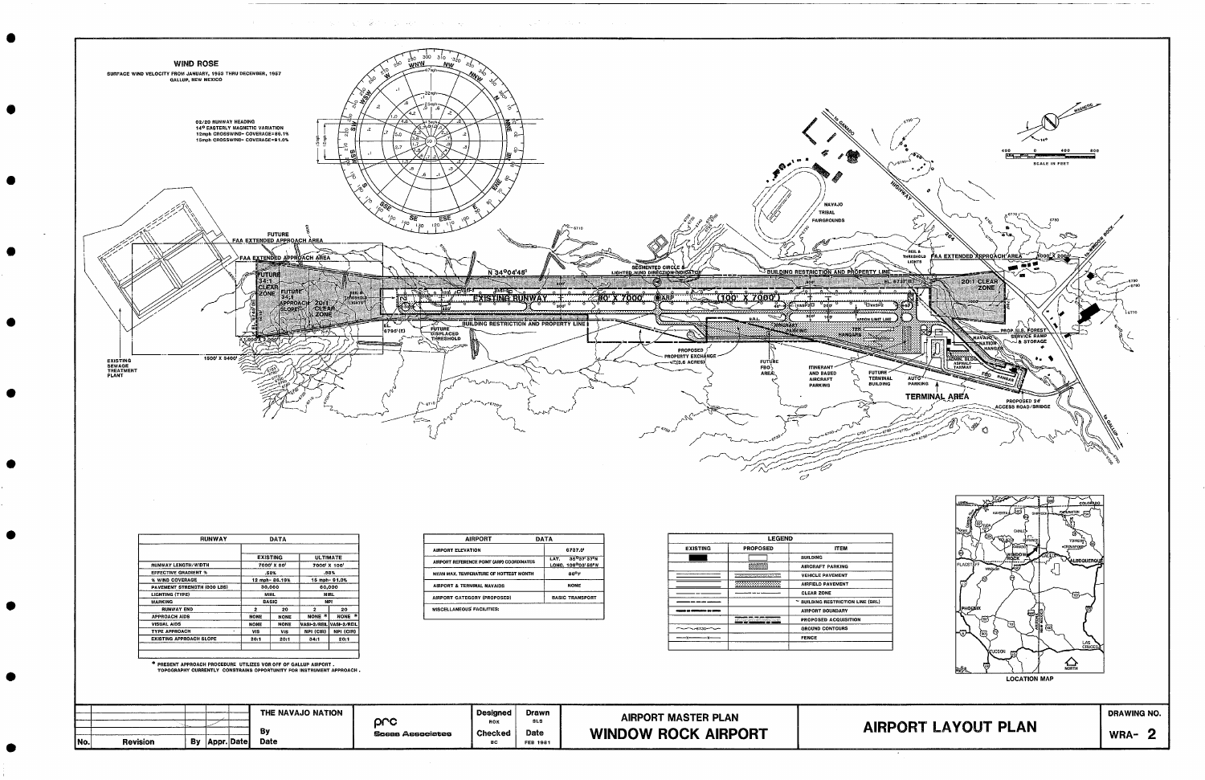## WIND ROSE

SURFACE WIND VELOCITY FROM JANUARY, 1953 THRU DECEMBER, 1957
GALLUP, NEW MEXICO

02/20 RUNWAY HEADING
14° EASTERLY MAGNETIC VARIATION
12mph CROSSWIND- COVERAGE=86.1%
15mph CROSSWIND- COVERAGE=91.0%

FUTURE FAA EXTENDED APPROACH AREA

FAA EXTENDED APPROACH AREA

FUTURE 34:1 CLEAR ZONE

FUTURE 34:1 APPROACH SLOPE

20:1 CLEAR ZONE

EXISTING SEWAGE TREATMENT PLANT

1500' X 2400'

N 34°04'46"

EXISTING RUNWAY

80' X 7000'

(100' X 7000')

ARP

SEGMENTED CIRCLE & LIGHTED WIND DIRECTION INDICATOR

BUILDING RESTRICTION AND PROPERTY LINE

FUTURE DISPLACED THRESHOLD

EL. 6795' (E)

EL. 6737' (E)

PROPOSED PROPERTY EXCHANGE (3.6 ACRES)

FUTURE FBO AREA

ITINERANT AND BASED AIRCRAFT PARKING

FUTURE TERMINAL BUILDING

AUTO PARKING

TERMINAL AREA

PROPOSED 24' ACCESS ROAD/BRIDGE

NAVAJO TRIBAL FAIRGROUNDS

HIGHWAY 264

to GANADO

to WINDOW ROCK

to GALLUP

FAA EXTENDED APPROACH AREA

20:1 CLEAR ZONE

REIL & THRESHOLD LIGHTS

PROP. U.S. FOREST SERVICE RAMP & STORAGE

NAVAJO NATION HANGAR

ADMIN. BLDG.

ASPHALT TAXIWAY

FBO HANGAR

APRON LIMIT LINE

HANGARS

SCALE IN FEET

MAGNETIC

14°

| RUNWAY DATA | EXISTING | | ULTIMATE | |
|---|---|---|---|---|
| RUNWAY LENGTH/WIDTH | 7000' X 80' | | 7000' X 100' | |
| EFFECTIVE GRADIENT % | .58% | | .58% | |
| % WIND COVERAGE | 12 mph- 86.1% | | 15 mph- 91.0% | |
| PAVEMENT STRENGTH (000 LBS) | 30,000 | | 60,000 | |
| LIGHTING (TYPE) | MIRL | | MIRL | |
| MARKING | BASIC | | NPI | |
| RUNWAY END | 2 | 20 | 2 | 20 |
| APPROACH AIDS | NONE | NONE | NONE * | NONE * |
| VISUAL AIDS | NONE | NONE | VASI-2/REIL | VASI-2/REIL |
| TYPE APPROACH | VIS | VIS | NPI (CIR) | NPI (CIR) |
| EXISTING APPROACH SLOPE | 20:1 | 20:1 | 34:1 | 20:1 |

\* PRESENT APPROACH PROCEDURE UTILIZES VOR OFF OF GALLUP AIRPORT. TOPOGRAPHY CURRENTLY CONSTRAINS OPPORTUNITY FOR INSTRUMENT APPROACH.

| AIRPORT DATA | |
|---|---|
| AIRPORT ELEVATION | 6737.0' |
| AIRPORT REFERENCE POINT (ARP) COORDINATES | LAT. 35°37'37"N LONG. 109°03'58"W |
| MEAN MAX. TEMPERATURE OF HOTTEST MONTH | 88°F |
| AIRPORT & TERMINAL NAVAIDS | NONE |
| AIRPORT CATEGORY (PROPOSED) | BASIC TRANSPORT |
| MISCELLANEOUS FACILITIES: | |

| LEGEND | | |
|---|---|---|
| EXISTING | PROPOSED | ITEM |
| | | BUILDING |
| | | AIRCRAFT PARKING |
| | | VEHICLE PAVEMENT |
| | | AIRFIELD PAVEMENT |
| | | CLEAR ZONE |
| | | BUILDING RESTRICTION LINE (BRL) |
| | | AIRPORT BOUNDARY |
| | | PROPOSED ACQUISITION |
| | | GROUND CONTOURS |
| | | FENCE |

LOCATION MAP

| No. | Revision | By | Appr. | Date | THE NAVAJO NATION | | Designed | Drawn | AIRPORT MASTER PLAN | AIRPORT LAYOUT PLAN | DRAWING NO. |
|---|---|---|---|---|---|---|---|---|---|---|---|
| | | | | | By Date | prc Sacco Associates | ROK / Checked BC | SLS / Date FEB 1981 | WINDOW ROCK AIRPORT | | WRA- 2 |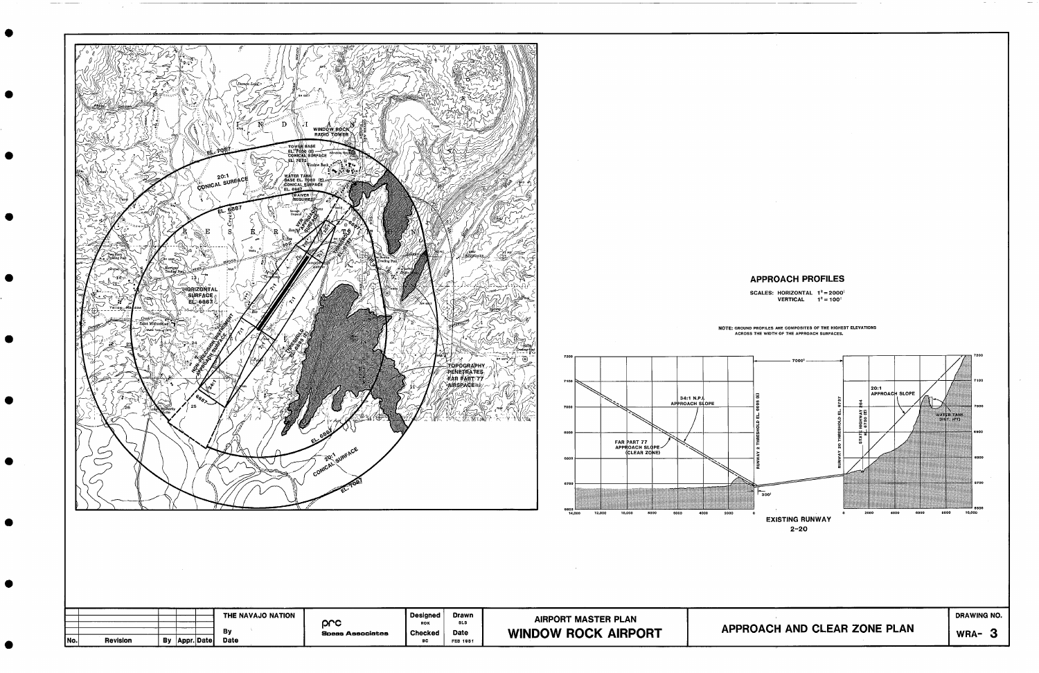20:1 CONICAL SURFACE

EL. 7087

EL. 6887

WINDOW ROCK RADIO TOWER

TOWER BASE EL. 7000 (E) CONICAL SURFACE EL. 7072

WATER TANK BASE EL. 7080 (E) CONICAL SURFACE EL. 6887 (WAIVER REQUIRED)

HORIZONTAL SURFACE EL. 6887

NON-PRECISION INSTRUMENT APPROACH SURFACE

34:1

20:1

7:1

THRESHOLD EL. 6895 (E)

TOPOGRAPHY PENETRATES FAR PART 77 AIRSPACE

EL. 6887

20:1 SURFACE CONICAL

EL. 7087

## APPROACH PROFILES

SCALES: HORIZONTAL 1" = 2000'
VERTICAL 1" = 100'

NOTE: GROUND PROFILES ARE COMPOSITES OF THE HIGHEST ELEVATIONS ACROSS THE WIDTH OF THE APPROACH SURFACES.

34:1 N.P.I. APPROACH SLOPE

FAR PART 77 APPROACH SLOPE (CLEAR ZONE)

RUNWAY 2 THRESHOLD EL. 6895 (E)

7000'

200'

RUNWAY 20 THRESHOLD EL. 6737

STATE HIGHWAY 264 EL. 6750 (E)

20:1 APPROACH SLOPE

WATER TANK (EST. HT.)

**EXISTING RUNWAY 2-20**

| No. | Revision | By | Appr. | Date | THE NAVAJO NATION By Date | prc Speas Associates | Designed ROK | Drawn SLS | AIRPORT MASTER PLAN WINDOW ROCK AIRPORT | APPROACH AND CLEAR ZONE PLAN | DRAWING NO. WRA- 3 |
|---|---|---|---|---|---|---|---|---|---|---|---|
| | | | | | | | Checked BC | Date FEB 1981 | | | |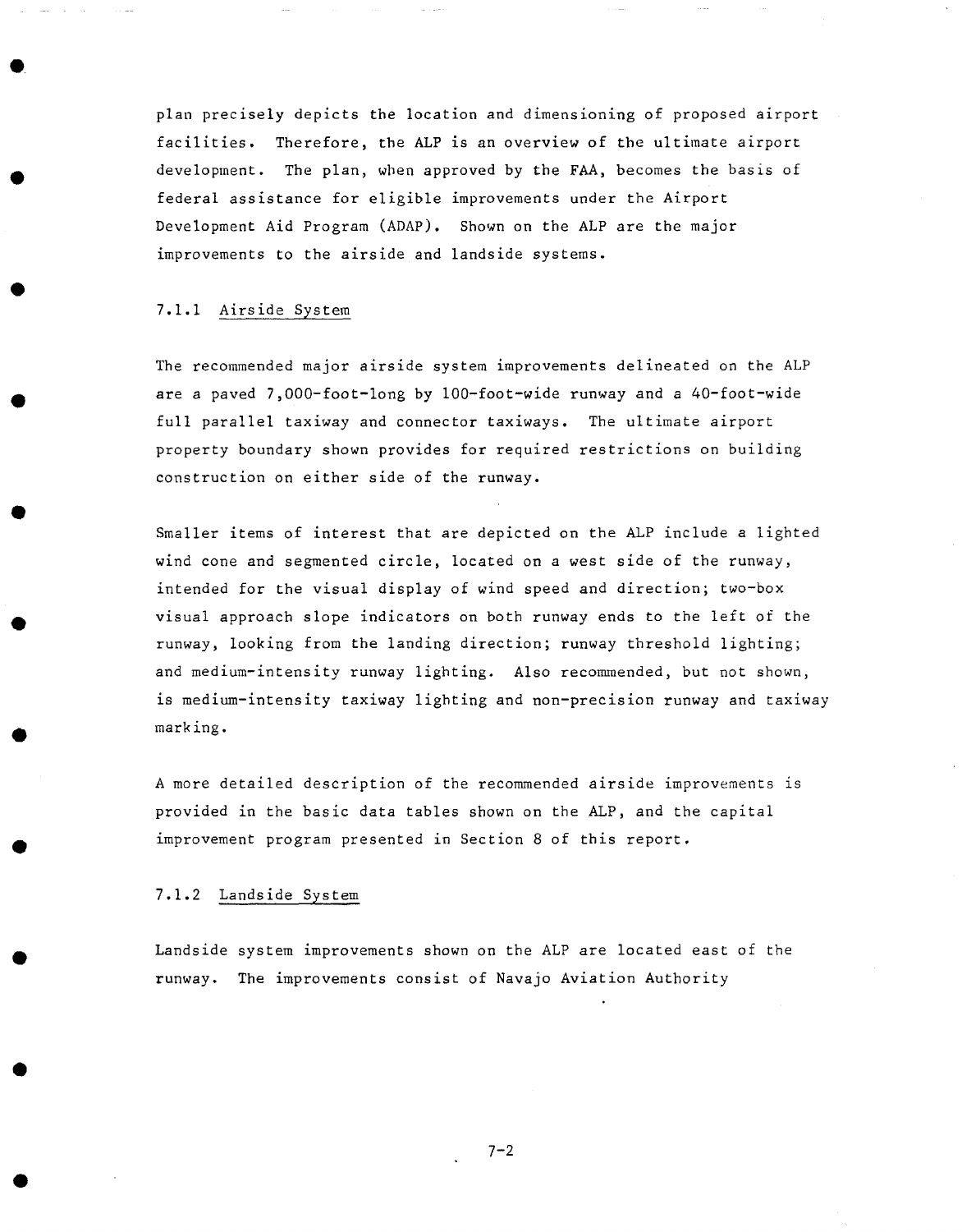plan precisely depicts the location and dimensioning of proposed airport facilities. Therefore, the ALP is an overview of the ultimate airport development. The plan, when approved by the FAA, becomes the basis of federal assistance for eligible improvements under the Airport Development Aid Program (ADAP). Shown on the ALP are the major improvements to the airside and landside systems.

### 7.1.1 Airside System

The recommended major airside system improvements delineated on the ALP are a paved 7,000-foot-long by 100-foot-wide runway and a 40-foot-wide full parallel taxiway and connector taxiways. The ultimate airport property boundary shown provides for required restrictions on building construction on either side of the runway.

Smaller items of interest that are depicted on the ALP include a lighted wind cone and segmented circle, located on a west side of the runway, intended for the visual display of wind speed and direction; two-box visual approach slope indicators on both runway ends to the left of the runway, looking from the landing direction; runway threshold lighting; and medium-intensity runway lighting. Also recommended, but not shown, is medium-intensity taxiway lighting and non-precision runway and taxiway marking.

A more detailed description of the recommended airside improvements is provided in the basic data tables shown on the ALP, and the capital improvement program presented in Section 8 of this report.

### 7.1.2 Landside System

Landside system improvements shown on the ALP are located east of the runway. The improvements consist of Navajo Aviation Authority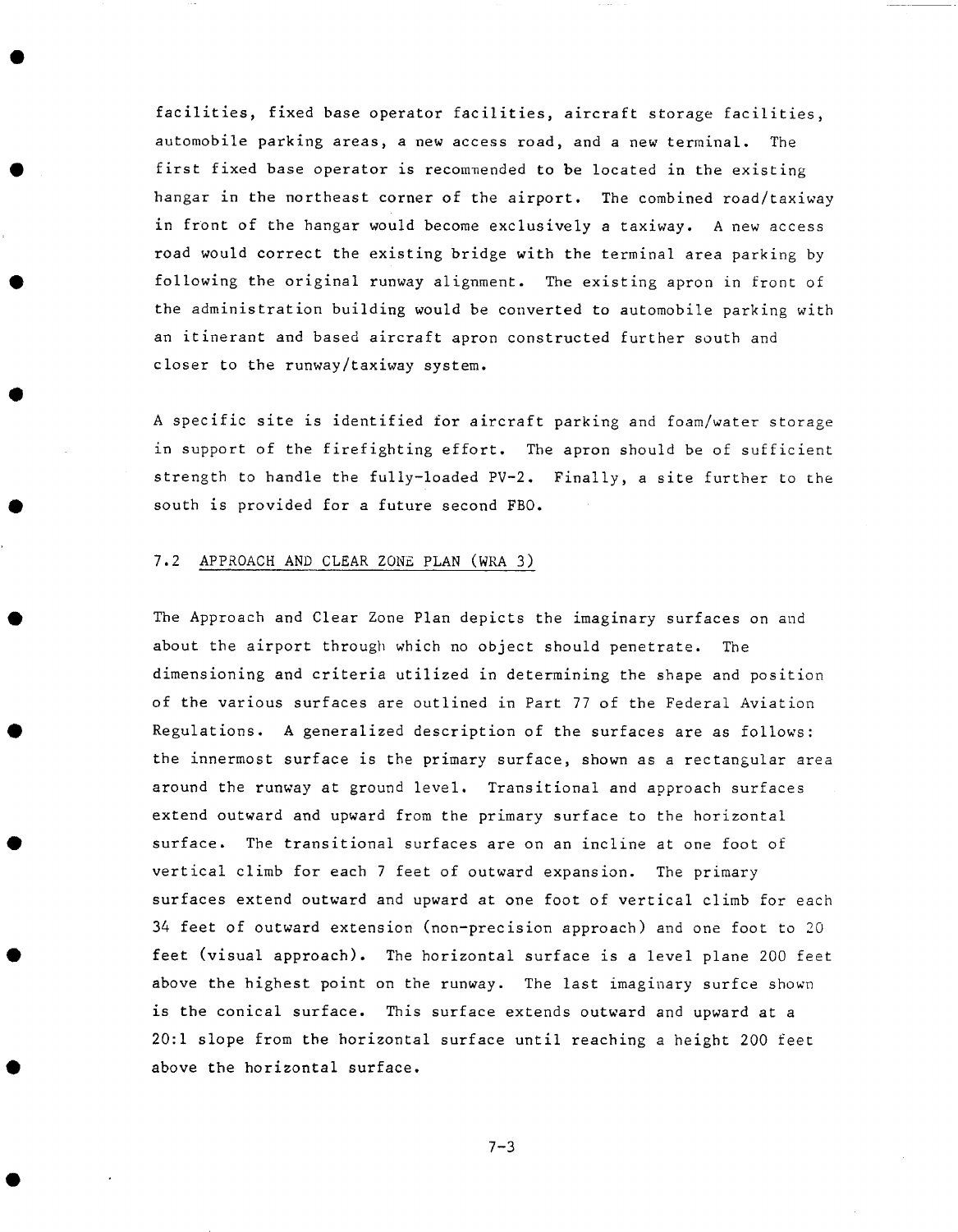facilities, fixed base operator facilities, aircraft storage facilities, automobile parking areas, a new access road, and a new terminal. The first fixed base operator is recommended to be located in the existing hangar in the northeast corner of the airport. The combined road/taxiway in front of the hangar would become exclusively a taxiway. A new access road would correct the existing bridge with the terminal area parking by following the original runway alignment. The existing apron in front of the administration building would be converted to automobile parking with an itinerant and based aircraft apron constructed further south and closer to the runway/taxiway system.

A specific site is identified for aircraft parking and foam/water storage in support of the firefighting effort. The apron should be of sufficient strength to handle the fully-loaded PV-2. Finally, a site further to the south is provided for a future second FBO.

## 7.2 APPROACH AND CLEAR ZONE PLAN (WRA 3)

The Approach and Clear Zone Plan depicts the imaginary surfaces on and about the airport through which no object should penetrate. The dimensioning and criteria utilized in determining the shape and position of the various surfaces are outlined in Part 77 of the Federal Aviation Regulations. A generalized description of the surfaces are as follows: the innermost surface is the primary surface, shown as a rectangular area around the runway at ground level. Transitional and approach surfaces extend outward and upward from the primary surface to the horizontal surface. The transitional surfaces are on an incline at one foot of vertical climb for each 7 feet of outward expansion. The primary surfaces extend outward and upward at one foot of vertical climb for each 34 feet of outward extension (non-precision approach) and one foot to 20 feet (visual approach). The horizontal surface is a level plane 200 feet above the highest point on the runway. The last imaginary surfce shown is the conical surface. This surface extends outward and upward at a 20:1 slope from the horizontal surface until reaching a height 200 feet above the horizontal surface.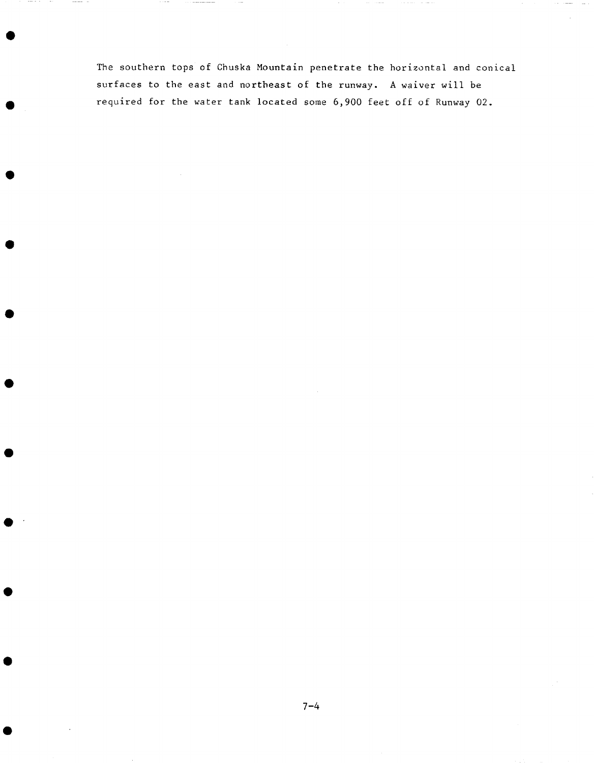The southern tops of Chuska Mountain penetrate the horizontal and conical surfaces to the east and northeast of the runway. A waiver will be required for the water tank located some 6,900 feet off of Runway 02.